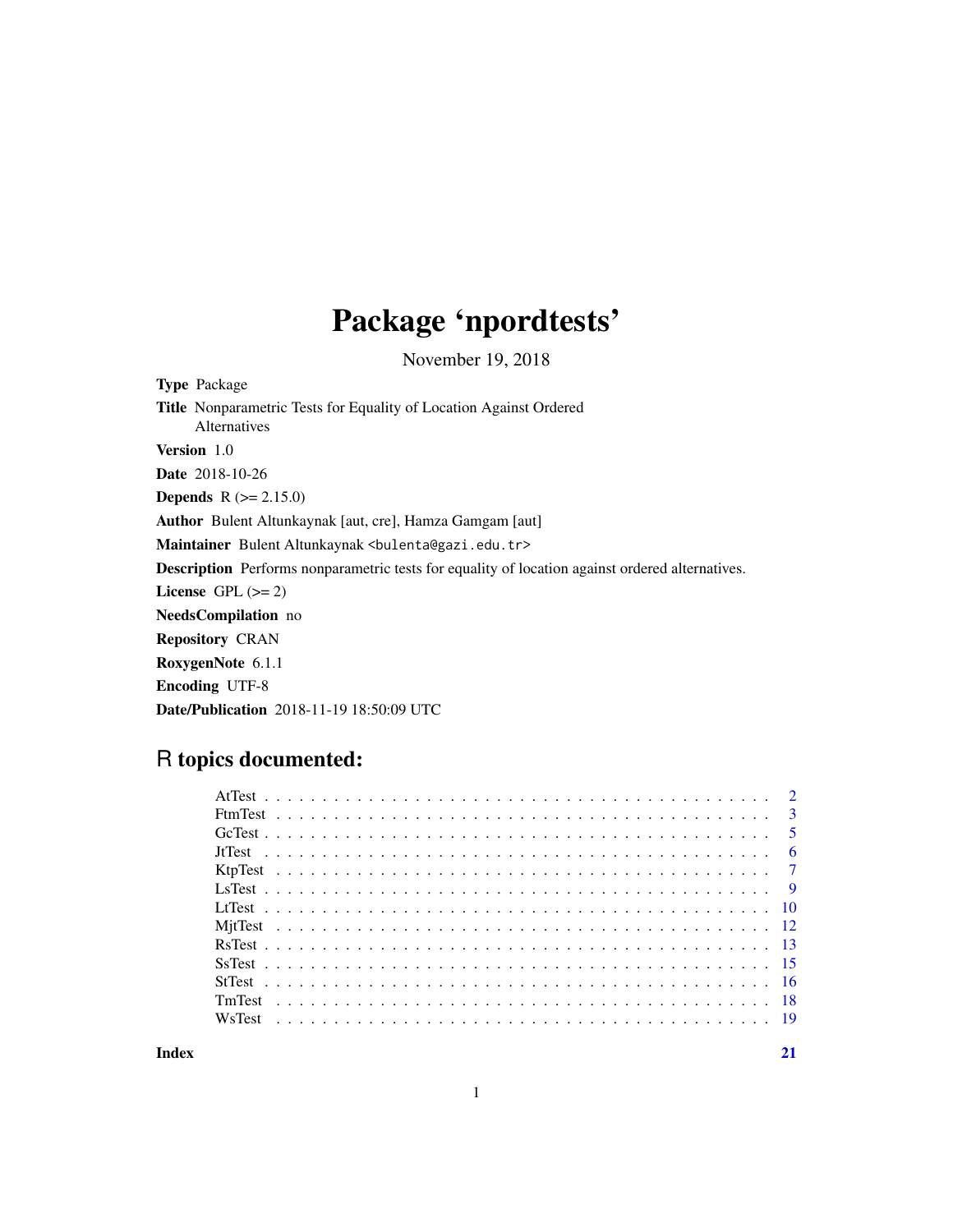# Package 'npordtests'

November 19, 2018

**Type** Package

**Title** Nonparametric Tests for Equality of Location Against Ordered Alternatives

**Version** 1.0

**Date** 2018-10-26

**Depends** R (>= 2.15.0)

**Author** Bulent Altunkaynak [aut, cre], Hamza Gamgam [aut]

**Maintainer** Bulent Altunkaynak <bulenta@gazi.edu.tr>

**Description** Performs nonparametric tests for equality of location against ordered alternatives.

**License** GPL (>= 2)

**NeedsCompilation** no

**Repository** CRAN

**RoxygenNote** 6.1.1

**Encoding** UTF-8

**Date/Publication** 2018-11-19 18:50:09 UTC

## R topics documented:

| | |
|---|---|
| AtTest | 2 |
| FtmTest | 3 |
| GcTest | 5 |
| JtTest | 6 |
| KtpTest | 7 |
| LsTest | 9 |
| LtTest | 10 |
| MjtTest | 12 |
| RsTest | 13 |
| SsTest | 15 |
| StTest | 16 |
| TmTest | 18 |
| WsTest | 19 |
| **Index** | **21** |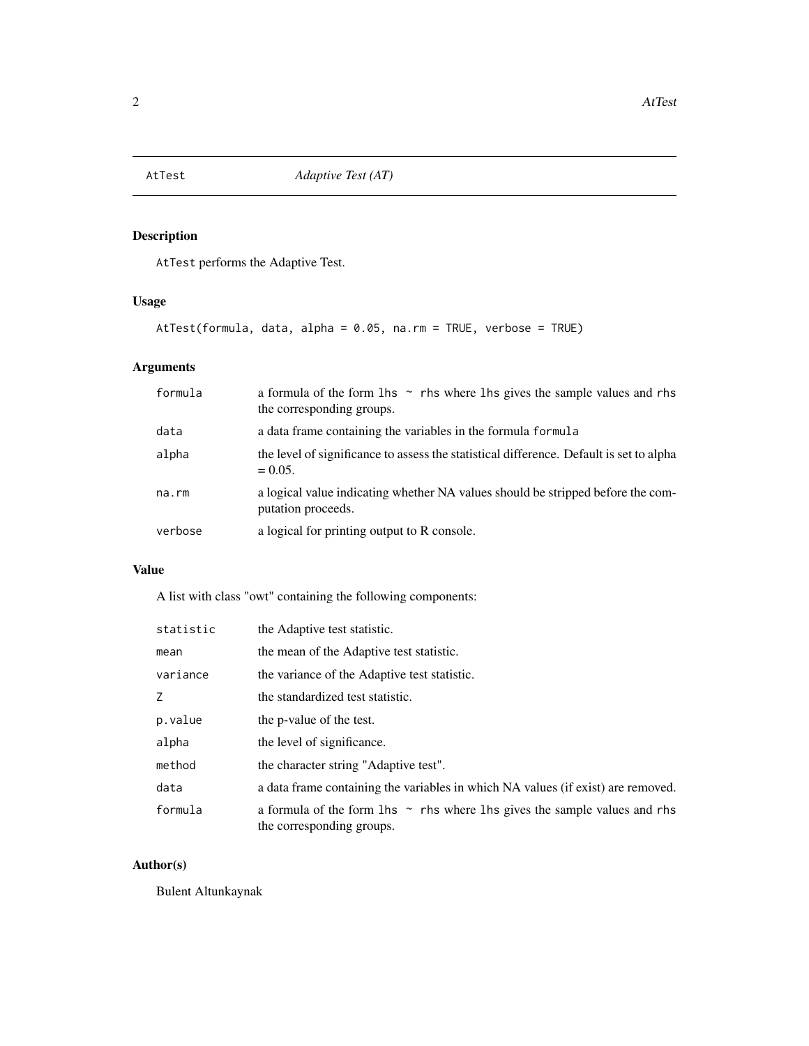# AtTest — *Adaptive Test (AT)*

## Description

AtTest performs the Adaptive Test.

## Usage

```
AtTest(formula, data, alpha = 0.05, na.rm = TRUE, verbose = TRUE)
```

## Arguments

| | |
|---|---|
| formula | a formula of the form lhs ~ rhs where lhs gives the sample values and rhs the corresponding groups. |
| data | a data frame containing the variables in the formula formula |
| alpha | the level of significance to assess the statistical difference. Default is set to alpha = 0.05. |
| na.rm | a logical value indicating whether NA values should be stripped before the computation proceeds. |
| verbose | a logical for printing output to R console. |

## Value

A list with class "owt" containing the following components:

| | |
|---|---|
| statistic | the Adaptive test statistic. |
| mean | the mean of the Adaptive test statistic. |
| variance | the variance of the Adaptive test statistic. |
| Z | the standardized test statistic. |
| p.value | the p-value of the test. |
| alpha | the level of significance. |
| method | the character string "Adaptive test". |
| data | a data frame containing the variables in which NA values (if exist) are removed. |
| formula | a formula of the form lhs ~ rhs where lhs gives the sample values and rhs the corresponding groups. |

## Author(s)

Bulent Altunkaynak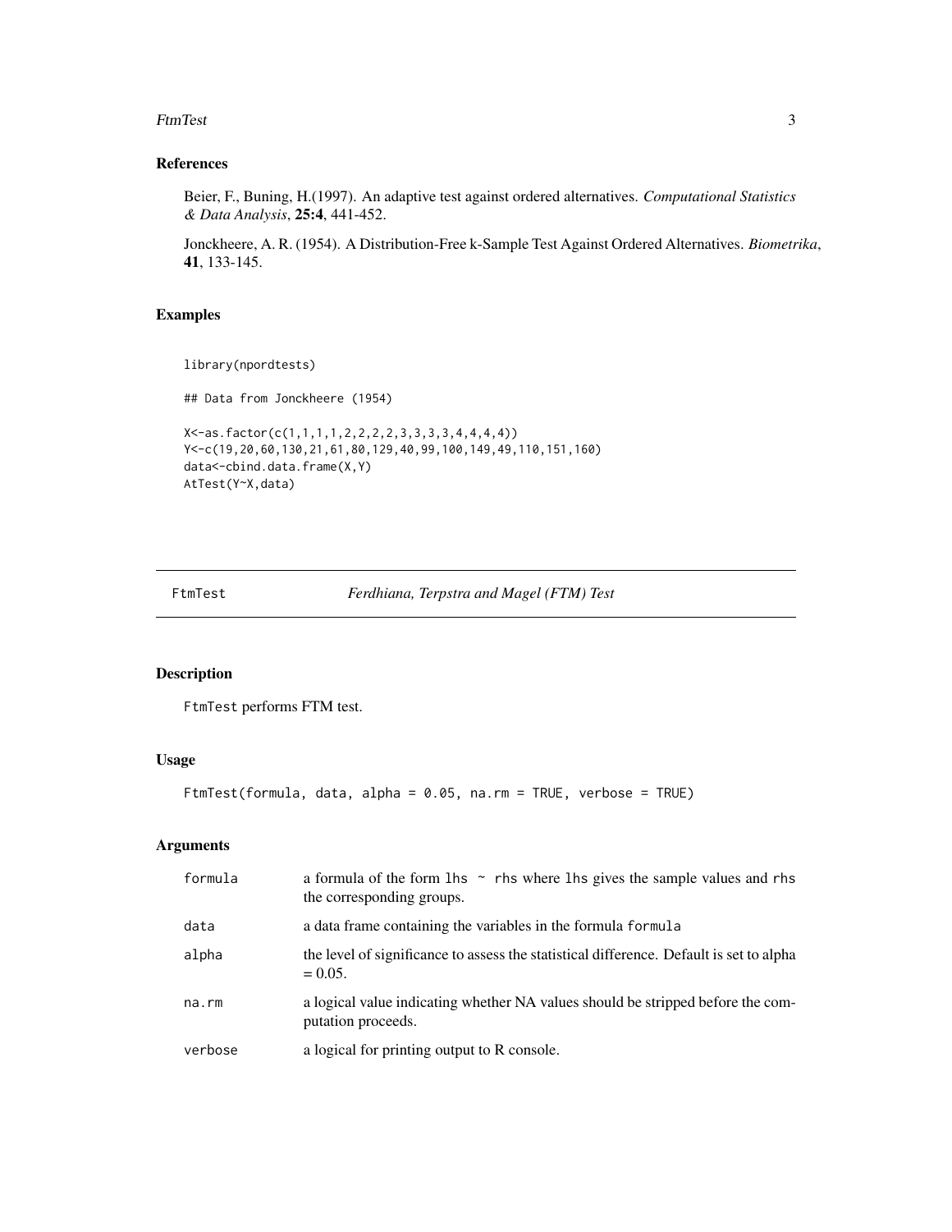## References

Beier, F., Buning, H.(1997). An adaptive test against ordered alternatives. *Computational Statistics & Data Analysis*, **25:4**, 441-452.

Jonckheere, A. R. (1954). A Distribution-Free k-Sample Test Against Ordered Alternatives. *Biometrika*, **41**, 133-145.

## Examples

```
library(npordtests)

## Data from Jonckheere (1954)

X<-as.factor(c(1,1,1,1,2,2,2,2,3,3,3,3,4,4,4,4))
Y<-c(19,20,60,130,21,61,80,129,40,99,100,149,49,110,151,160)
data<-cbind.data.frame(X,Y)
AtTest(Y~X,data)
```

---

# FtmTest — *Ferdhiana, Terpstra and Magel (FTM) Test*

---

## Description

FtmTest performs FTM test.

## Usage

```
FtmTest(formula, data, alpha = 0.05, na.rm = TRUE, verbose = TRUE)
```

## Arguments

| | |
|---|---|
| formula | a formula of the form lhs ~ rhs where lhs gives the sample values and rhs the corresponding groups. |
| data | a data frame containing the variables in the formula formula |
| alpha | the level of significance to assess the statistical difference. Default is set to alpha = 0.05. |
| na.rm | a logical value indicating whether NA values should be stripped before the computation proceeds. |
| verbose | a logical for printing output to R console. |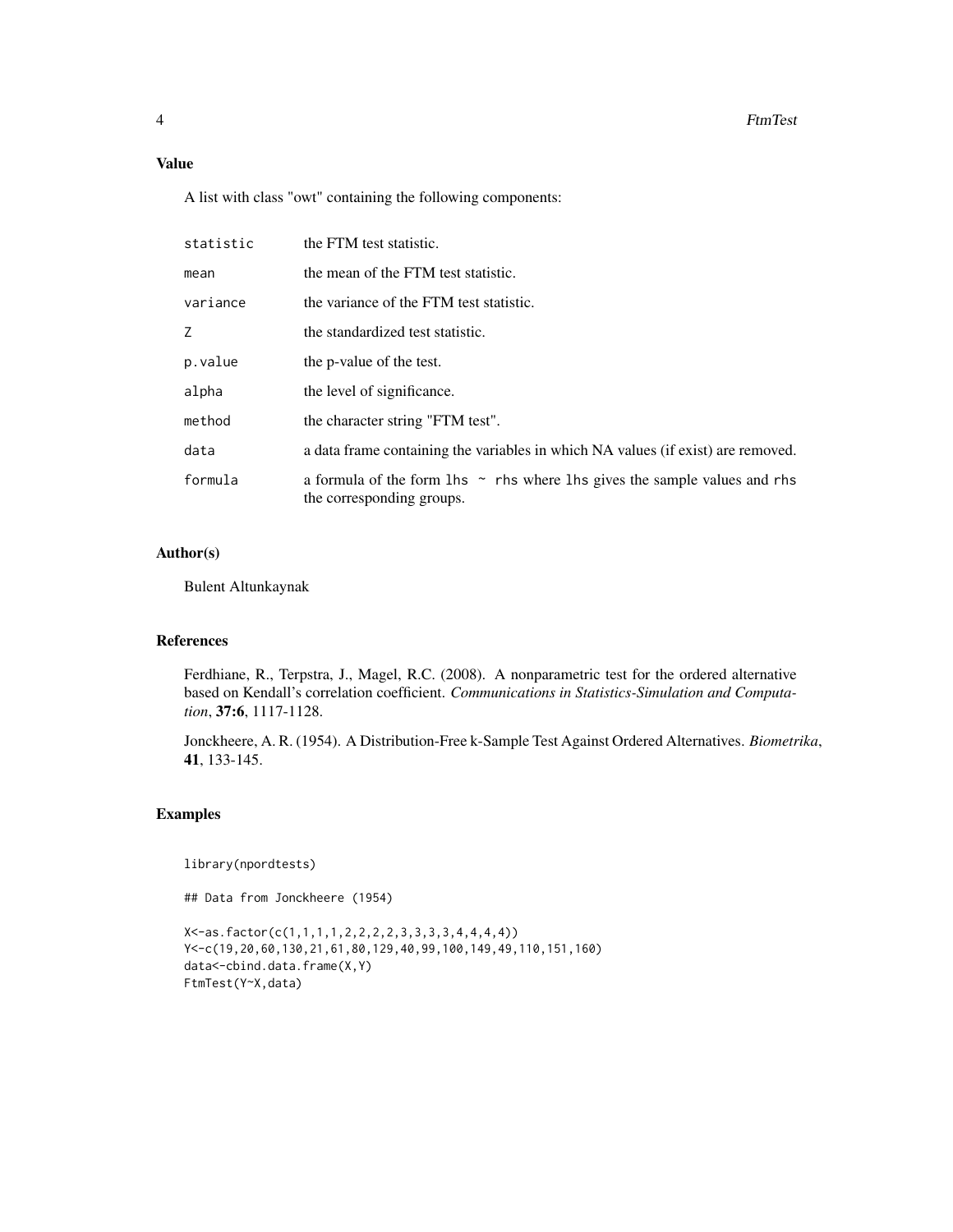## Value

A list with class "owt" containing the following components:

| | |
|---|---|
| `statistic` | the FTM test statistic. |
| `mean` | the mean of the FTM test statistic. |
| `variance` | the variance of the FTM test statistic. |
| `Z` | the standardized test statistic. |
| `p.value` | the p-value of the test. |
| `alpha` | the level of significance. |
| `method` | the character string "FTM test". |
| `data` | a data frame containing the variables in which NA values (if exist) are removed. |
| `formula` | a formula of the form `lhs ~ rhs` where `lhs` gives the sample values and `rhs` the corresponding groups. |

## Author(s)

Bulent Altunkaynak

## References

Ferdhiane, R., Terpstra, J., Magel, R.C. (2008). A nonparametric test for the ordered alternative based on Kendall's correlation coefficient. *Communications in Statistics-Simulation and Computation*, **37:6**, 1117-1128.

Jonckheere, A. R. (1954). A Distribution-Free k-Sample Test Against Ordered Alternatives. *Biometrika*, **41**, 133-145.

## Examples

```
library(npordtests)

## Data from Jonckheere (1954)

X<-as.factor(c(1,1,1,1,2,2,2,2,3,3,3,3,4,4,4,4))
Y<-c(19,20,60,130,21,61,80,129,40,99,100,149,49,110,151,160)
data<-cbind.data.frame(X,Y)
FtmTest(Y~X,data)
```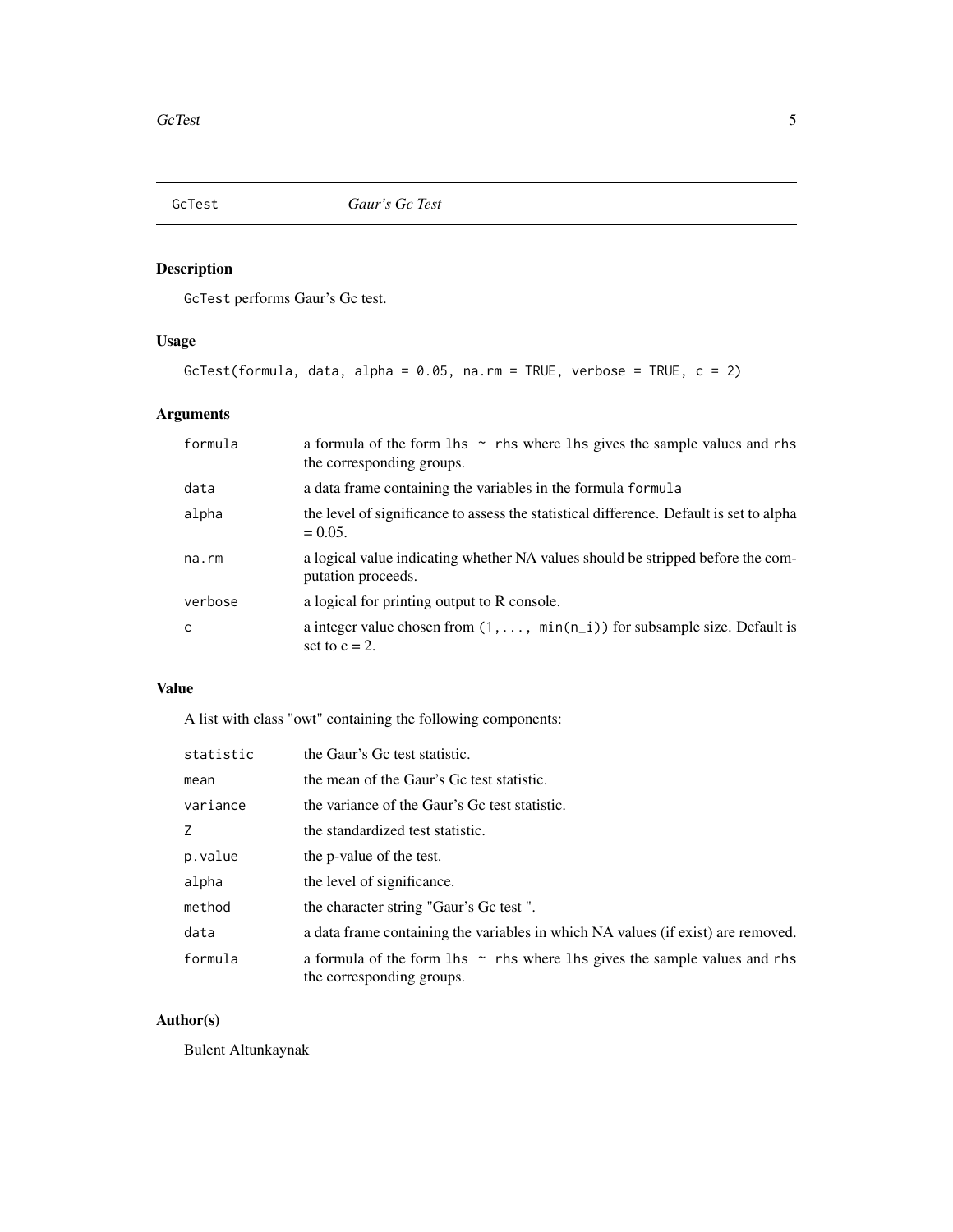GcTest *Gaur's Gc Test*

## Description

GcTest performs Gaur's Gc test.

## Usage

```
GcTest(formula, data, alpha = 0.05, na.rm = TRUE, verbose = TRUE, c = 2)
```

## Arguments

| | |
|---|---|
| formula | a formula of the form lhs ~ rhs where lhs gives the sample values and rhs the corresponding groups. |
| data | a data frame containing the variables in the formula formula |
| alpha | the level of significance to assess the statistical difference. Default is set to alpha = 0.05. |
| na.rm | a logical value indicating whether NA values should be stripped before the computation proceeds. |
| verbose | a logical for printing output to R console. |
| c | a integer value chosen from (1,..., min(n_i)) for subsample size. Default is set to c = 2. |

## Value

A list with class "owt" containing the following components:

| | |
|---|---|
| statistic | the Gaur's Gc test statistic. |
| mean | the mean of the Gaur's Gc test statistic. |
| variance | the variance of the Gaur's Gc test statistic. |
| Z | the standardized test statistic. |
| p.value | the p-value of the test. |
| alpha | the level of significance. |
| method | the character string "Gaur's Gc test ". |
| data | a data frame containing the variables in which NA values (if exist) are removed. |
| formula | a formula of the form lhs ~ rhs where lhs gives the sample values and rhs the corresponding groups. |

## Author(s)

Bulent Altunkaynak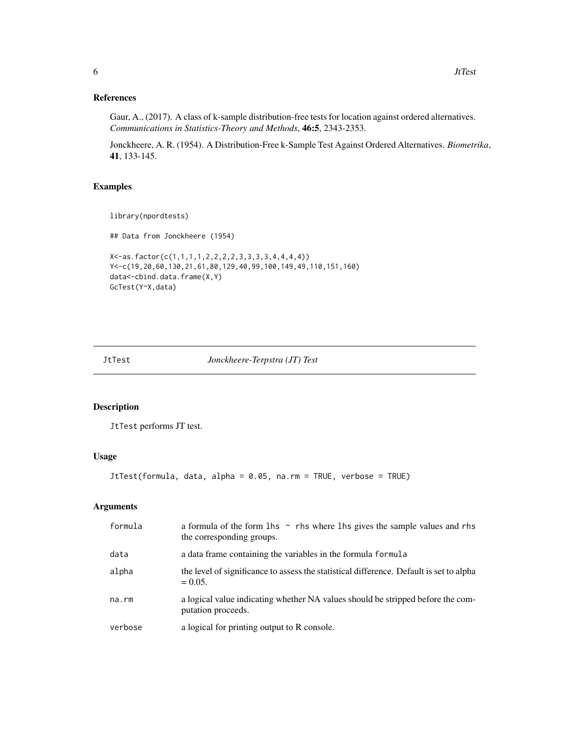## References

Gaur, A., (2017). A class of k-sample distribution-free tests for location against ordered alternatives. *Communications in Statistics-Theory and Methods*, **46:5**, 2343-2353.

Jonckheere, A. R. (1954). A Distribution-Free k-Sample Test Against Ordered Alternatives. *Biometrika*, **41**, 133-145.

## Examples

```
library(npordtests)

## Data from Jonckheere (1954)

X<-as.factor(c(1,1,1,1,2,2,2,2,3,3,3,3,4,4,4,4))
Y<-c(19,20,60,130,21,61,80,129,40,99,100,149,49,110,151,160)
data<-cbind.data.frame(X,Y)
GcTest(Y~X,data)
```

---

# JtTest — *Jonckheere-Terpstra (JT) Test*

---

## Description

`JtTest` performs JT test.

## Usage

```
JtTest(formula, data, alpha = 0.05, na.rm = TRUE, verbose = TRUE)
```

## Arguments

| | |
|---|---|
| `formula` | a formula of the form `lhs ~ rhs` where `lhs` gives the sample values and `rhs` the corresponding groups. |
| `data` | a data frame containing the variables in the formula `formula` |
| `alpha` | the level of significance to assess the statistical difference. Default is set to alpha = 0.05. |
| `na.rm` | a logical value indicating whether NA values should be stripped before the computation proceeds. |
| `verbose` | a logical for printing output to R console. |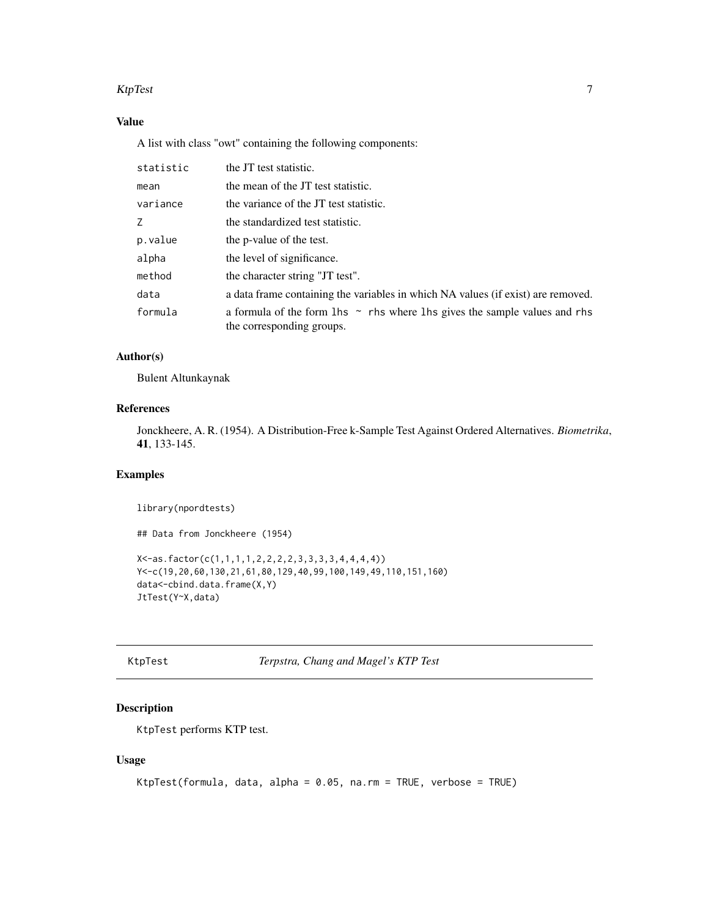### Value

A list with class "owt" containing the following components:

| | |
|---|---|
| `statistic` | the JT test statistic. |
| `mean` | the mean of the JT test statistic. |
| `variance` | the variance of the JT test statistic. |
| `Z` | the standardized test statistic. |
| `p.value` | the p-value of the test. |
| `alpha` | the level of significance. |
| `method` | the character string "JT test". |
| `data` | a data frame containing the variables in which NA values (if exist) are removed. |
| `formula` | a formula of the form `lhs ~ rhs` where `lhs` gives the sample values and `rhs` the corresponding groups. |

### Author(s)

Bulent Altunkaynak

### References

Jonckheere, A. R. (1954). A Distribution-Free k-Sample Test Against Ordered Alternatives. *Biometrika*, **41**, 133-145.

### Examples

```
library(npordtests)

## Data from Jonckheere (1954)

X<-as.factor(c(1,1,1,1,2,2,2,2,3,3,3,3,4,4,4,4))
Y<-c(19,20,60,130,21,61,80,129,40,99,100,149,49,110,151,160)
data<-cbind.data.frame(X,Y)
JtTest(Y~X,data)
```

---

## KtpTest — *Terpstra, Chang and Magel's KTP Test*

### Description

`KtpTest` performs KTP test.

### Usage

```
KtpTest(formula, data, alpha = 0.05, na.rm = TRUE, verbose = TRUE)
```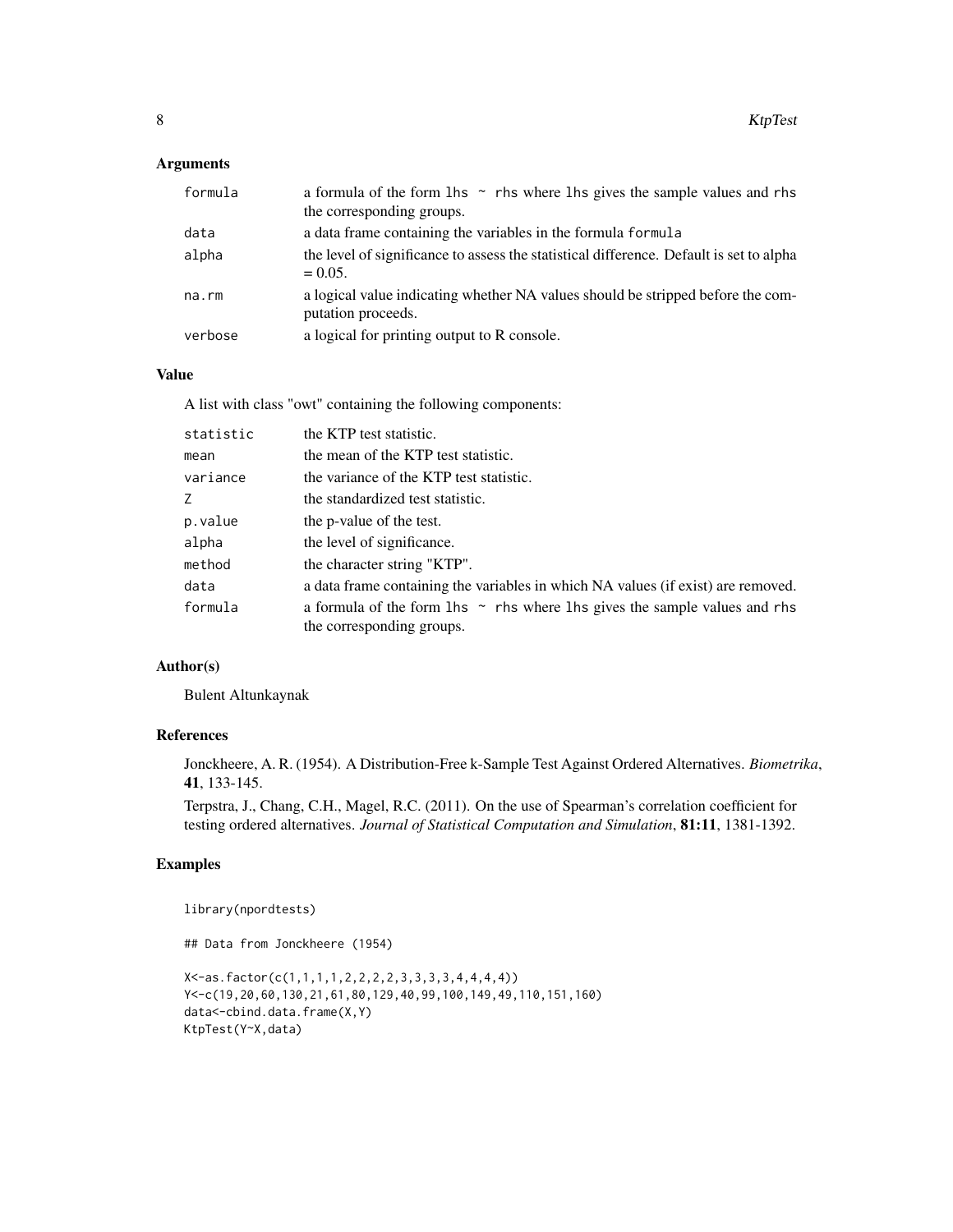## Arguments

| | |
|---|---|
| formula | a formula of the form lhs ~ rhs where lhs gives the sample values and rhs the corresponding groups. |
| data | a data frame containing the variables in the formula formula |
| alpha | the level of significance to assess the statistical difference. Default is set to alpha = 0.05. |
| na.rm | a logical value indicating whether NA values should be stripped before the computation proceeds. |
| verbose | a logical for printing output to R console. |

## Value

A list with class "owt" containing the following components:

| | |
|---|---|
| statistic | the KTP test statistic. |
| mean | the mean of the KTP test statistic. |
| variance | the variance of the KTP test statistic. |
| Z | the standardized test statistic. |
| p.value | the p-value of the test. |
| alpha | the level of significance. |
| method | the character string "KTP". |
| data | a data frame containing the variables in which NA values (if exist) are removed. |
| formula | a formula of the form lhs ~ rhs where lhs gives the sample values and rhs the corresponding groups. |

## Author(s)

Bulent Altunkaynak

## References

Jonckheere, A. R. (1954). A Distribution-Free k-Sample Test Against Ordered Alternatives. *Biometrika*, **41**, 133-145.

Terpstra, J., Chang, C.H., Magel, R.C. (2011). On the use of Spearman's correlation coefficient for testing ordered alternatives. *Journal of Statistical Computation and Simulation*, **81:11**, 1381-1392.

## Examples

```
library(npordtests)

## Data from Jonckheere (1954)

X<-as.factor(c(1,1,1,1,2,2,2,2,3,3,3,3,4,4,4,4))
Y<-c(19,20,60,130,21,61,80,129,40,99,100,149,49,110,151,160)
data<-cbind.data.frame(X,Y)
KtpTest(Y~X,data)
```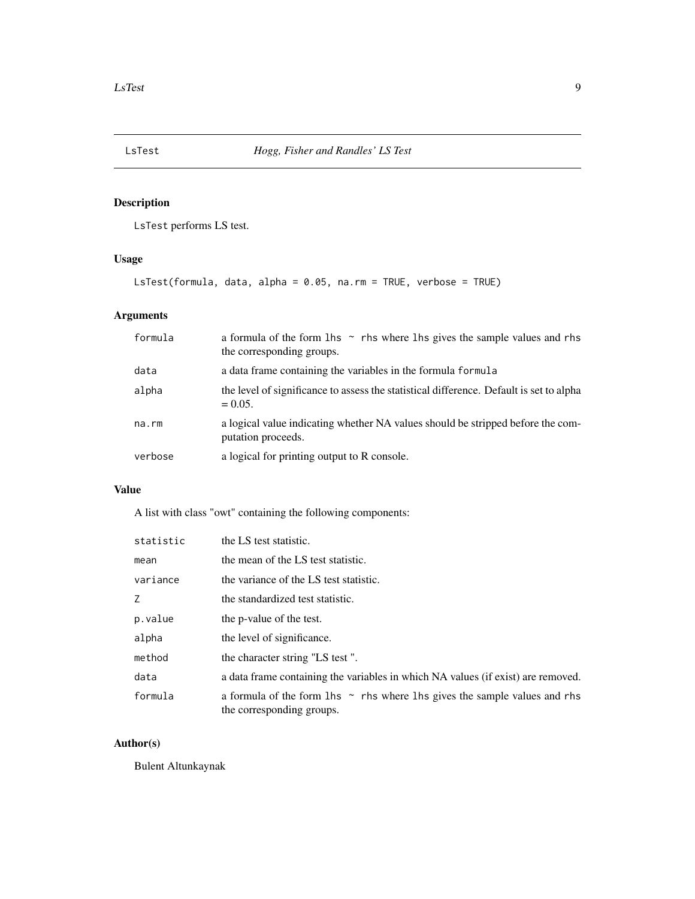## LsTest — *Hogg, Fisher and Randles' LS Test*

### Description

`LsTest` performs LS test.

### Usage

```
LsTest(formula, data, alpha = 0.05, na.rm = TRUE, verbose = TRUE)
```

### Arguments

| | |
|---|---|
| `formula` | a formula of the form `lhs ~ rhs` where `lhs` gives the sample values and `rhs` the corresponding groups. |
| `data` | a data frame containing the variables in the formula `formula` |
| `alpha` | the level of significance to assess the statistical difference. Default is set to alpha = 0.05. |
| `na.rm` | a logical value indicating whether NA values should be stripped before the computation proceeds. |
| `verbose` | a logical for printing output to R console. |

### Value

A list with class "owt" containing the following components:

| | |
|---|---|
| `statistic` | the LS test statistic. |
| `mean` | the mean of the LS test statistic. |
| `variance` | the variance of the LS test statistic. |
| `Z` | the standardized test statistic. |
| `p.value` | the p-value of the test. |
| `alpha` | the level of significance. |
| `method` | the character string "LS test ". |
| `data` | a data frame containing the variables in which NA values (if exist) are removed. |
| `formula` | a formula of the form `lhs ~ rhs` where `lhs` gives the sample values and `rhs` the corresponding groups. |

### Author(s)

Bulent Altunkaynak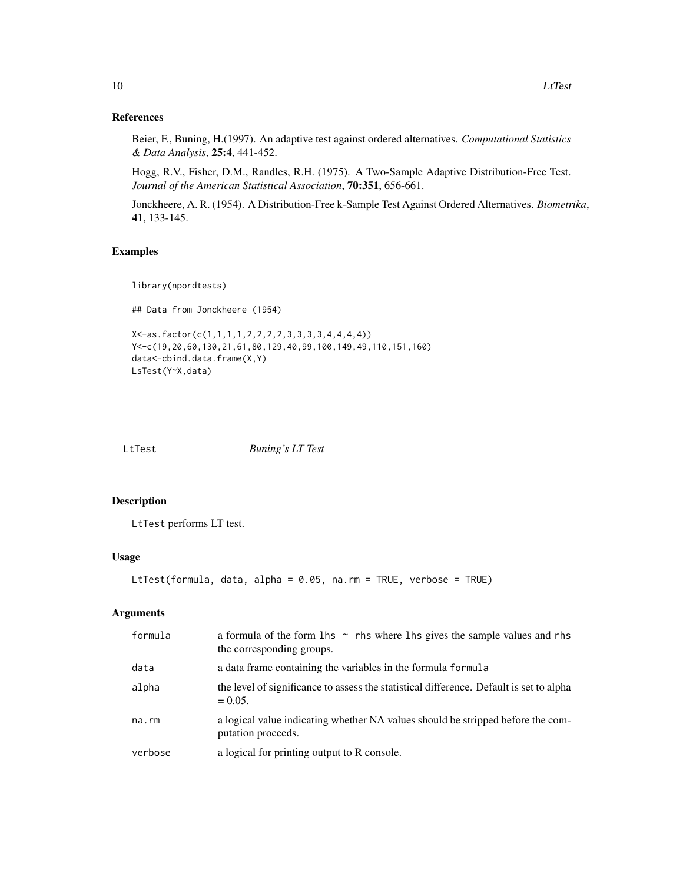### References

Beier, F., Buning, H.(1997). An adaptive test against ordered alternatives. *Computational Statistics & Data Analysis*, **25:4**, 441-452.

Hogg, R.V., Fisher, D.M., Randles, R.H. (1975). A Two-Sample Adaptive Distribution-Free Test. *Journal of the American Statistical Association*, **70:351**, 656-661.

Jonckheere, A. R. (1954). A Distribution-Free k-Sample Test Against Ordered Alternatives. *Biometrika*, **41**, 133-145.

### Examples

```
library(npordtests)

## Data from Jonckheere (1954)

X<-as.factor(c(1,1,1,1,2,2,2,2,3,3,3,3,4,4,4,4))
Y<-c(19,20,60,130,21,61,80,129,40,99,100,149,49,110,151,160)
data<-cbind.data.frame(X,Y)
LsTest(Y~X,data)
```

---

## LtTest — *Buning's LT Test*

### Description

LtTest performs LT test.

### Usage

```
LtTest(formula, data, alpha = 0.05, na.rm = TRUE, verbose = TRUE)
```

### Arguments

| Argument | Description |
|---|---|
| formula | a formula of the form lhs ~ rhs where lhs gives the sample values and rhs the corresponding groups. |
| data | a data frame containing the variables in the formula formula |
| alpha | the level of significance to assess the statistical difference. Default is set to alpha = 0.05. |
| na.rm | a logical value indicating whether NA values should be stripped before the computation proceeds. |
| verbose | a logical for printing output to R console. |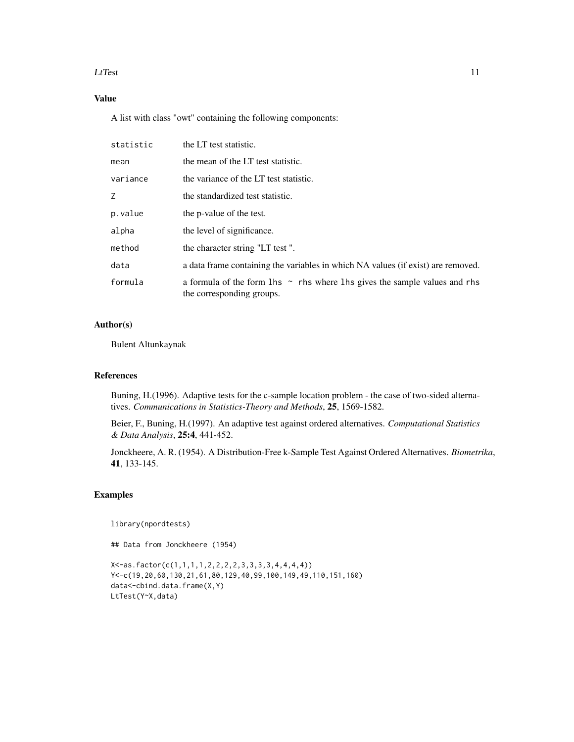## Value

A list with class "owt" containing the following components:

| | |
|---|---|
| `statistic` | the LT test statistic. |
| `mean` | the mean of the LT test statistic. |
| `variance` | the variance of the LT test statistic. |
| `Z` | the standardized test statistic. |
| `p.value` | the p-value of the test. |
| `alpha` | the level of significance. |
| `method` | the character string "LT test ". |
| `data` | a data frame containing the variables in which NA values (if exist) are removed. |
| `formula` | a formula of the form `lhs ~ rhs` where `lhs` gives the sample values and `rhs` the corresponding groups. |

## Author(s)

Bulent Altunkaynak

## References

Buning, H.(1996). Adaptive tests for the c-sample location problem - the case of two-sided alternatives. *Communications in Statistics-Theory and Methods*, **25**, 1569-1582.

Beier, F., Buning, H.(1997). An adaptive test against ordered alternatives. *Computational Statistics & Data Analysis*, **25:4**, 441-452.

Jonckheere, A. R. (1954). A Distribution-Free k-Sample Test Against Ordered Alternatives. *Biometrika*, **41**, 133-145.

## Examples

```
library(npordtests)

## Data from Jonckheere (1954)

X<-as.factor(c(1,1,1,1,2,2,2,2,3,3,3,3,4,4,4,4))
Y<-c(19,20,60,130,21,61,80,129,40,99,100,149,49,110,151,160)
data<-cbind.data.frame(X,Y)
LtTest(Y~X,data)
```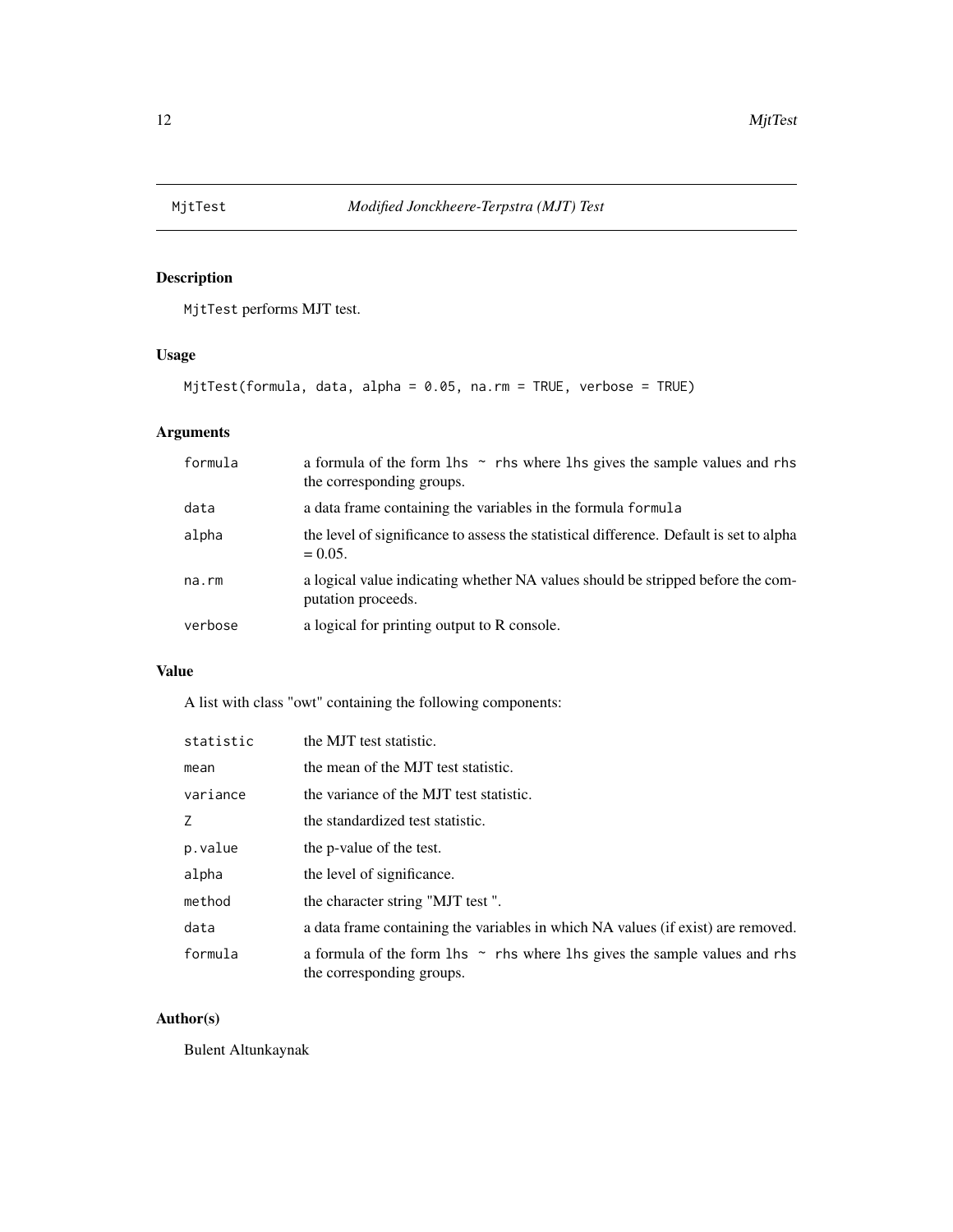# MjtTest — *Modified Jonckheere-Terpstra (MJT) Test*

## Description

MjtTest performs MJT test.

## Usage

```
MjtTest(formula, data, alpha = 0.05, na.rm = TRUE, verbose = TRUE)
```

## Arguments

| | |
|---|---|
| formula | a formula of the form lhs ~ rhs where lhs gives the sample values and rhs the corresponding groups. |
| data | a data frame containing the variables in the formula formula |
| alpha | the level of significance to assess the statistical difference. Default is set to alpha = 0.05. |
| na.rm | a logical value indicating whether NA values should be stripped before the computation proceeds. |
| verbose | a logical for printing output to R console. |

## Value

A list with class "owt" containing the following components:

| | |
|---|---|
| statistic | the MJT test statistic. |
| mean | the mean of the MJT test statistic. |
| variance | the variance of the MJT test statistic. |
| Z | the standardized test statistic. |
| p.value | the p-value of the test. |
| alpha | the level of significance. |
| method | the character string "MJT test ". |
| data | a data frame containing the variables in which NA values (if exist) are removed. |
| formula | a formula of the form lhs ~ rhs where lhs gives the sample values and rhs the corresponding groups. |

## Author(s)

Bulent Altunkaynak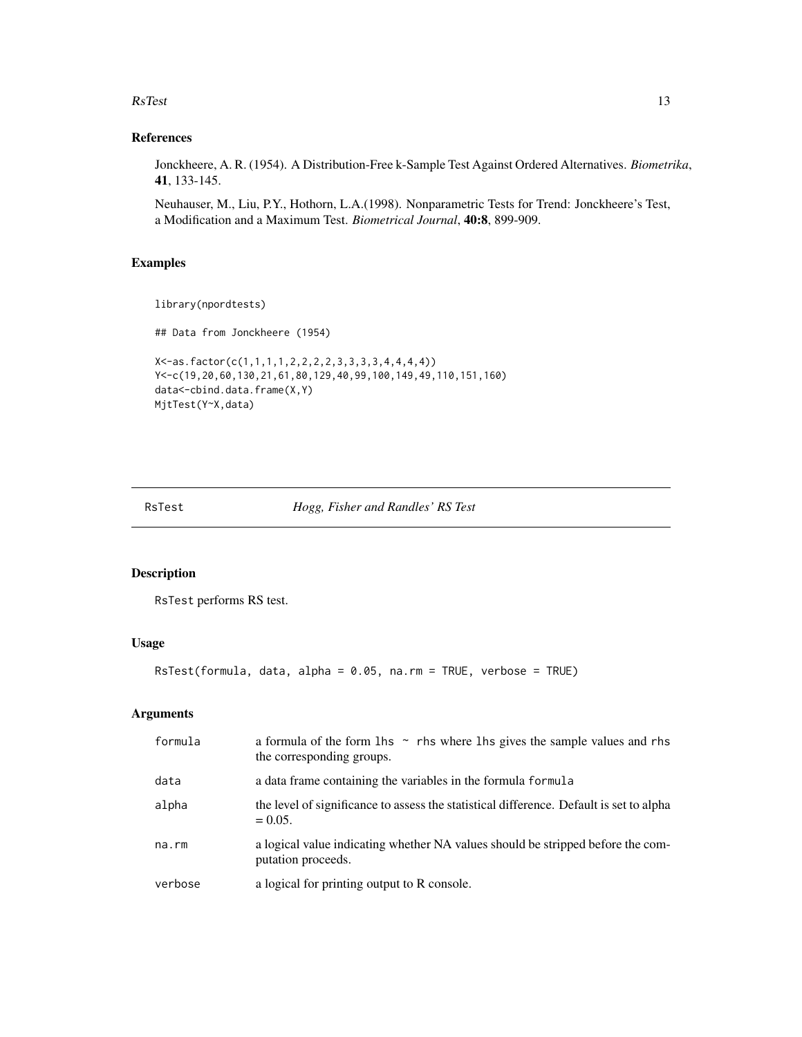## References

Jonckheere, A. R. (1954). A Distribution-Free k-Sample Test Against Ordered Alternatives. *Biometrika*, **41**, 133-145.

Neuhauser, M., Liu, P.Y., Hothorn, L.A.(1998). Nonparametric Tests for Trend: Jonckheere's Test, a Modification and a Maximum Test. *Biometrical Journal*, **40:8**, 899-909.

## Examples

```
library(npordtests)

## Data from Jonckheere (1954)

X<-as.factor(c(1,1,1,1,2,2,2,2,3,3,3,3,4,4,4,4))
Y<-c(19,20,60,130,21,61,80,129,40,99,100,149,49,110,151,160)
data<-cbind.data.frame(X,Y)
MjtTest(Y~X,data)
```

---

# RsTest — *Hogg, Fisher and Randles' RS Test*

---

## Description

`RsTest` performs RS test.

## Usage

```
RsTest(formula, data, alpha = 0.05, na.rm = TRUE, verbose = TRUE)
```

## Arguments

| | |
|---|---|
| `formula` | a formula of the form `lhs ~ rhs` where `lhs` gives the sample values and `rhs` the corresponding groups. |
| `data` | a data frame containing the variables in the formula `formula` |
| `alpha` | the level of significance to assess the statistical difference. Default is set to alpha = 0.05. |
| `na.rm` | a logical value indicating whether NA values should be stripped before the computation proceeds. |
| `verbose` | a logical for printing output to R console. |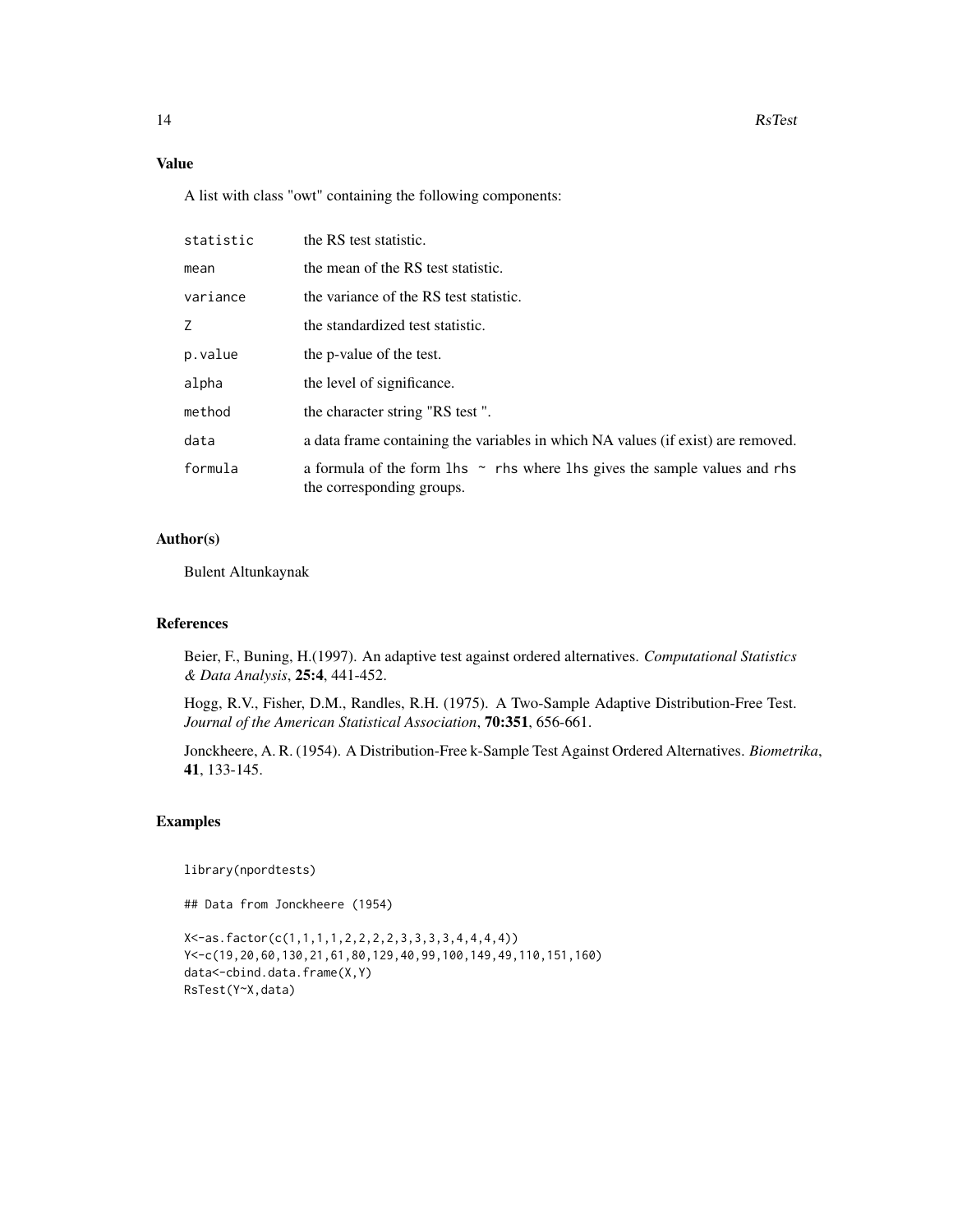## Value

A list with class "owt" containing the following components:

| | |
|---|---|
| `statistic` | the RS test statistic. |
| `mean` | the mean of the RS test statistic. |
| `variance` | the variance of the RS test statistic. |
| `Z` | the standardized test statistic. |
| `p.value` | the p-value of the test. |
| `alpha` | the level of significance. |
| `method` | the character string "RS test ". |
| `data` | a data frame containing the variables in which NA values (if exist) are removed. |
| `formula` | a formula of the form `lhs ~ rhs` where `lhs` gives the sample values and `rhs` the corresponding groups. |

## Author(s)

Bulent Altunkaynak

## References

Beier, F., Buning, H.(1997). An adaptive test against ordered alternatives. *Computational Statistics & Data Analysis*, **25:4**, 441-452.

Hogg, R.V., Fisher, D.M., Randles, R.H. (1975). A Two-Sample Adaptive Distribution-Free Test. *Journal of the American Statistical Association*, **70:351**, 656-661.

Jonckheere, A. R. (1954). A Distribution-Free k-Sample Test Against Ordered Alternatives. *Biometrika*, **41**, 133-145.

## Examples

```
library(npordtests)

## Data from Jonckheere (1954)

X<-as.factor(c(1,1,1,1,2,2,2,2,3,3,3,3,4,4,4,4))
Y<-c(19,20,60,130,21,61,80,129,40,99,100,149,49,110,151,160)
data<-cbind.data.frame(X,Y)
RsTest(Y~X,data)
```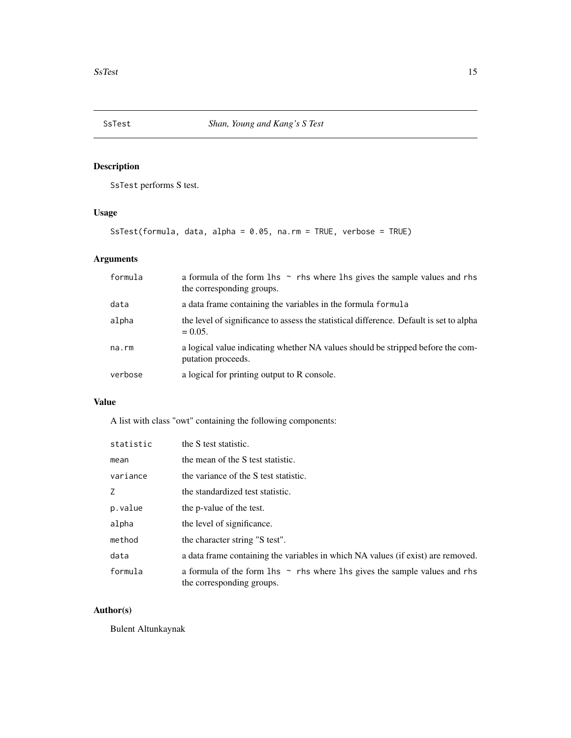# SsTest *Shan, Young and Kang's S Test*

## Description

SsTest performs S test.

## Usage

```
SsTest(formula, data, alpha = 0.05, na.rm = TRUE, verbose = TRUE)
```

## Arguments

| | |
|---|---|
| formula | a formula of the form `lhs ~ rhs` where `lhs` gives the sample values and `rhs` the corresponding groups. |
| data | a data frame containing the variables in the formula `formula` |
| alpha | the level of significance to assess the statistical difference. Default is set to alpha = 0.05. |
| na.rm | a logical value indicating whether NA values should be stripped before the computation proceeds. |
| verbose | a logical for printing output to R console. |

## Value

A list with class "owt" containing the following components:

| | |
|---|---|
| statistic | the S test statistic. |
| mean | the mean of the S test statistic. |
| variance | the variance of the S test statistic. |
| Z | the standardized test statistic. |
| p.value | the p-value of the test. |
| alpha | the level of significance. |
| method | the character string "S test". |
| data | a data frame containing the variables in which NA values (if exist) are removed. |
| formula | a formula of the form `lhs ~ rhs` where `lhs` gives the sample values and `rhs` the corresponding groups. |

## Author(s)

Bulent Altunkaynak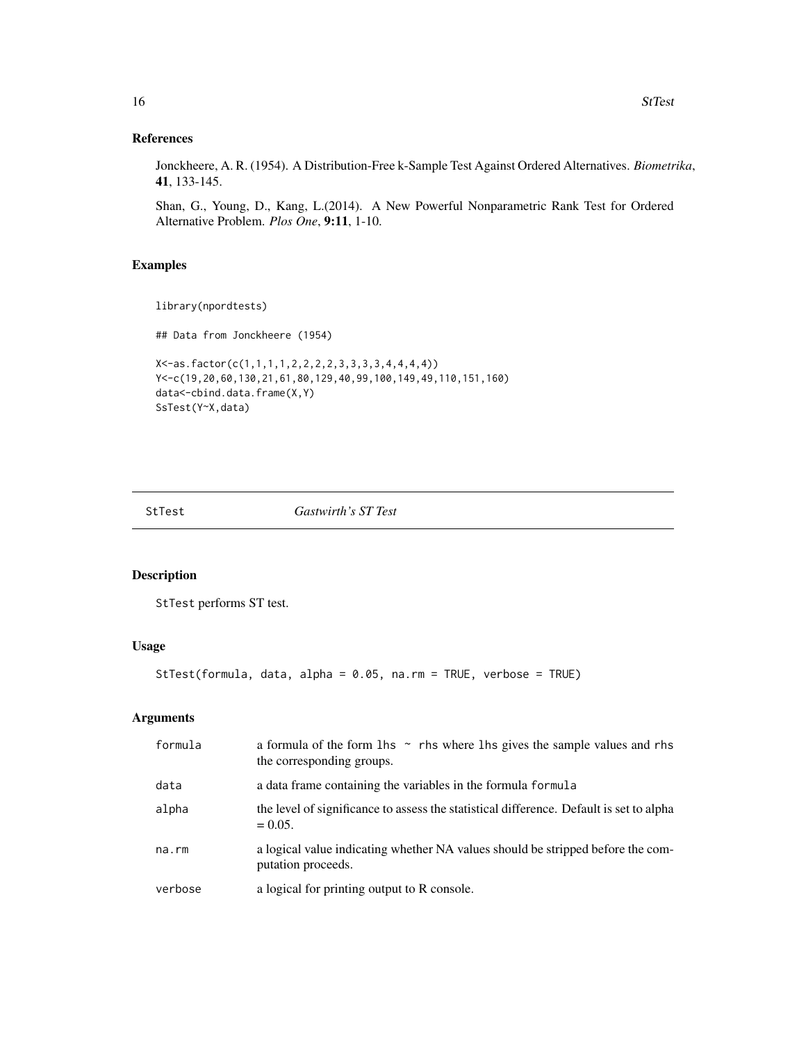## References

Jonckheere, A. R. (1954). A Distribution-Free k-Sample Test Against Ordered Alternatives. *Biometrika*, **41**, 133-145.

Shan, G., Young, D., Kang, L.(2014). A New Powerful Nonparametric Rank Test for Ordered Alternative Problem. *Plos One*, **9:11**, 1-10.

## Examples

```
library(npordtests)

## Data from Jonckheere (1954)

X<-as.factor(c(1,1,1,1,2,2,2,2,3,3,3,3,4,4,4,4))
Y<-c(19,20,60,130,21,61,80,129,40,99,100,149,49,110,151,160)
data<-cbind.data.frame(X,Y)
SsTest(Y~X,data)
```

---

# StTest *Gastwirth's ST Test*

## Description

`StTest` performs ST test.

## Usage

```
StTest(formula, data, alpha = 0.05, na.rm = TRUE, verbose = TRUE)
```

## Arguments

| | |
|---|---|
| formula | a formula of the form lhs ~ rhs where lhs gives the sample values and rhs the corresponding groups. |
| data | a data frame containing the variables in the formula formula |
| alpha | the level of significance to assess the statistical difference. Default is set to alpha = 0.05. |
| na.rm | a logical value indicating whether NA values should be stripped before the computation proceeds. |
| verbose | a logical for printing output to R console. |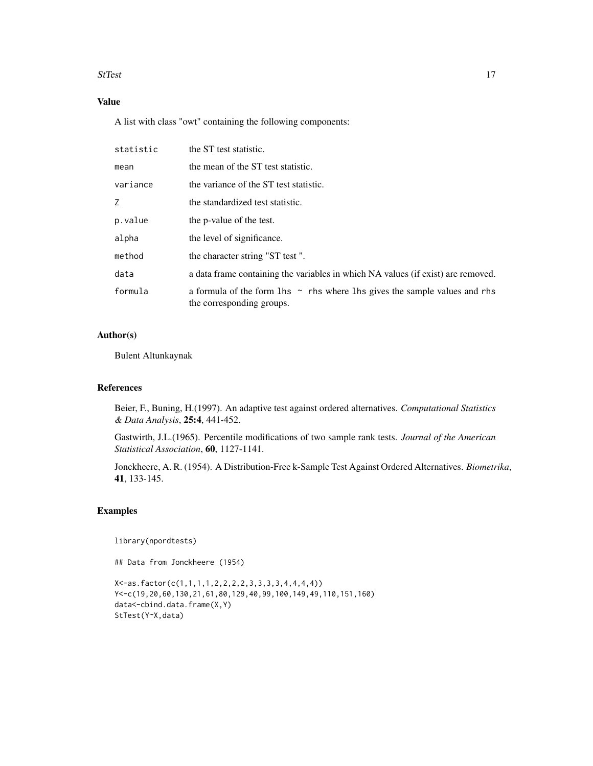## Value

A list with class "owt" containing the following components:

| | |
|---|---|
| `statistic` | the ST test statistic. |
| `mean` | the mean of the ST test statistic. |
| `variance` | the variance of the ST test statistic. |
| `Z` | the standardized test statistic. |
| `p.value` | the p-value of the test. |
| `alpha` | the level of significance. |
| `method` | the character string "ST test ". |
| `data` | a data frame containing the variables in which NA values (if exist) are removed. |
| `formula` | a formula of the form `lhs ~ rhs` where `lhs` gives the sample values and `rhs` the corresponding groups. |

## Author(s)

Bulent Altunkaynak

## References

Beier, F., Buning, H.(1997). An adaptive test against ordered alternatives. *Computational Statistics & Data Analysis*, **25:4**, 441-452.

Gastwirth, J.L.(1965). Percentile modifications of two sample rank tests. *Journal of the American Statistical Association*, **60**, 1127-1141.

Jonckheere, A. R. (1954). A Distribution-Free k-Sample Test Against Ordered Alternatives. *Biometrika*, **41**, 133-145.

## Examples

```
library(npordtests)

## Data from Jonckheere (1954)

X<-as.factor(c(1,1,1,1,2,2,2,2,3,3,3,3,4,4,4,4))
Y<-c(19,20,60,130,21,61,80,129,40,99,100,149,49,110,151,160)
data<-cbind.data.frame(X,Y)
StTest(Y~X,data)
```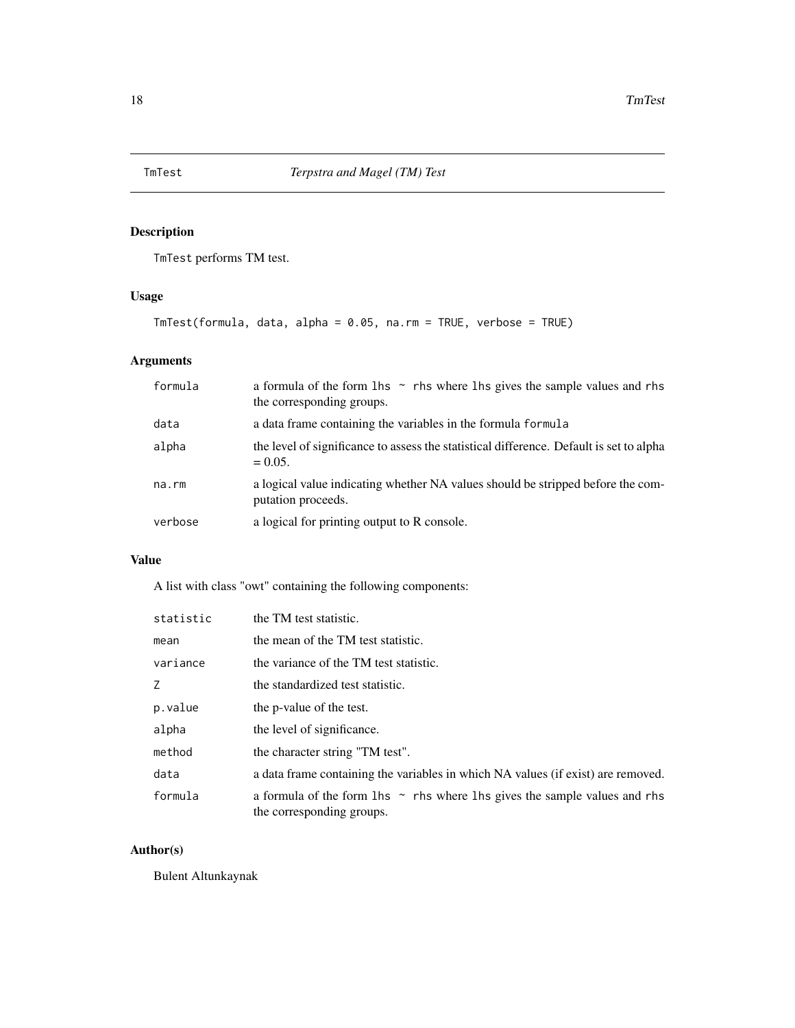## TmTest *Terpstra and Magel (TM) Test*

### Description

TmTest performs TM test.

### Usage

```
TmTest(formula, data, alpha = 0.05, na.rm = TRUE, verbose = TRUE)
```

### Arguments

| | |
|---|---|
| formula | a formula of the form lhs ~ rhs where lhs gives the sample values and rhs the corresponding groups. |
| data | a data frame containing the variables in the formula formula |
| alpha | the level of significance to assess the statistical difference. Default is set to alpha = 0.05. |
| na.rm | a logical value indicating whether NA values should be stripped before the computation proceeds. |
| verbose | a logical for printing output to R console. |

### Value

A list with class "owt" containing the following components:

| | |
|---|---|
| statistic | the TM test statistic. |
| mean | the mean of the TM test statistic. |
| variance | the variance of the TM test statistic. |
| Z | the standardized test statistic. |
| p.value | the p-value of the test. |
| alpha | the level of significance. |
| method | the character string "TM test". |
| data | a data frame containing the variables in which NA values (if exist) are removed. |
| formula | a formula of the form lhs ~ rhs where lhs gives the sample values and rhs the corresponding groups. |

### Author(s)

Bulent Altunkaynak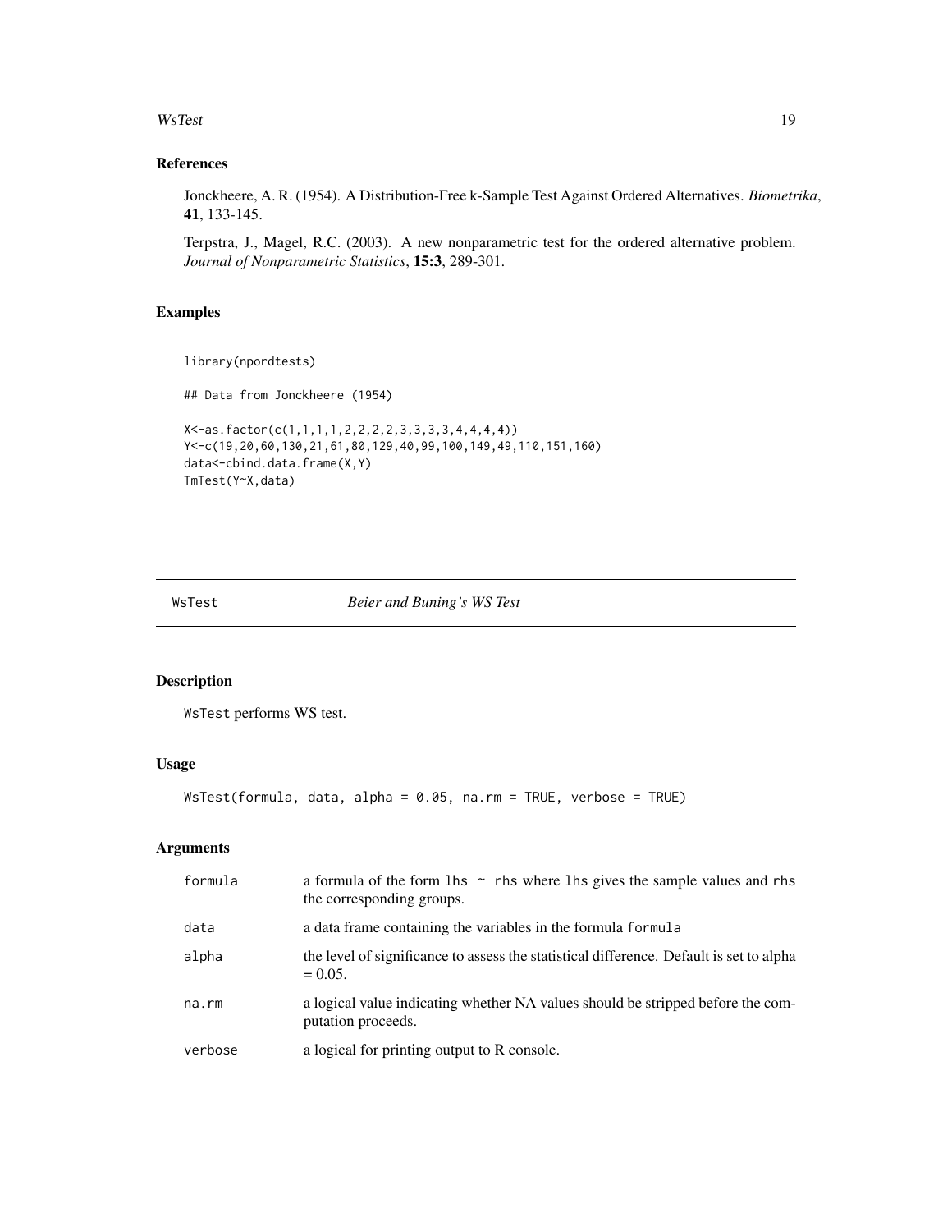## References

Jonckheere, A. R. (1954). A Distribution-Free k-Sample Test Against Ordered Alternatives. *Biometrika*, **41**, 133-145.

Terpstra, J., Magel, R.C. (2003). A new nonparametric test for the ordered alternative problem. *Journal of Nonparametric Statistics*, **15:3**, 289-301.

## Examples

```
library(npordtests)

## Data from Jonckheere (1954)

X<-as.factor(c(1,1,1,1,2,2,2,2,3,3,3,3,4,4,4,4))
Y<-c(19,20,60,130,21,61,80,129,40,99,100,149,49,110,151,160)
data<-cbind.data.frame(X,Y)
TmTest(Y~X,data)
```

---

# WsTest *Beier and Buning's WS Test*

## Description

`WsTest` performs WS test.

## Usage

```
WsTest(formula, data, alpha = 0.05, na.rm = TRUE, verbose = TRUE)
```

## Arguments

| | |
|---|---|
| `formula` | a formula of the form `lhs ~ rhs` where `lhs` gives the sample values and `rhs` the corresponding groups. |
| `data` | a data frame containing the variables in the formula `formula` |
| `alpha` | the level of significance to assess the statistical difference. Default is set to alpha = 0.05. |
| `na.rm` | a logical value indicating whether NA values should be stripped before the computation proceeds. |
| `verbose` | a logical for printing output to R console. |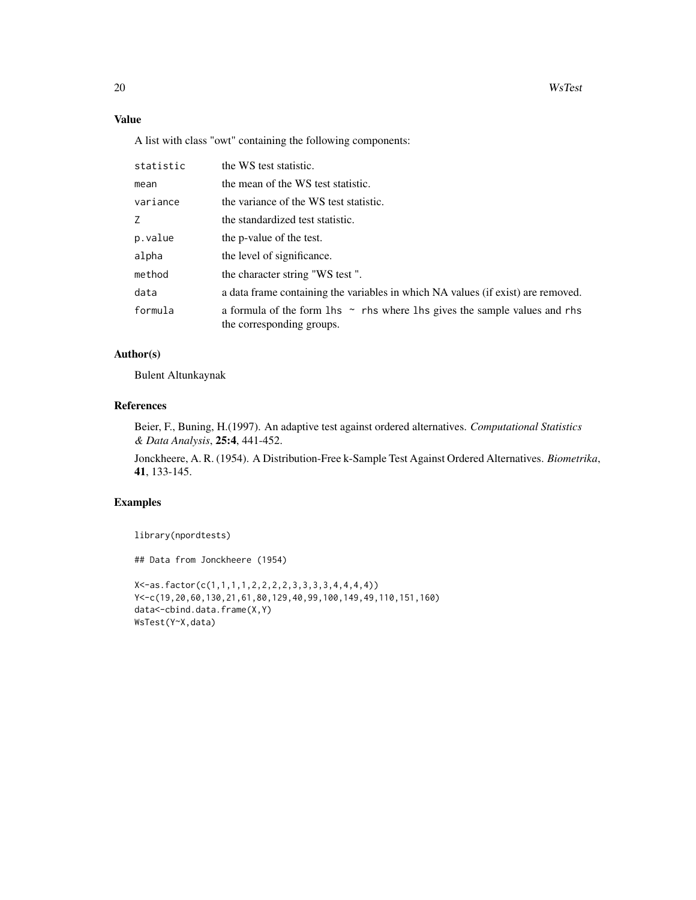## Value

A list with class "owt" containing the following components:

| | |
|---|---|
| `statistic` | the WS test statistic. |
| `mean` | the mean of the WS test statistic. |
| `variance` | the variance of the WS test statistic. |
| `Z` | the standardized test statistic. |
| `p.value` | the p-value of the test. |
| `alpha` | the level of significance. |
| `method` | the character string "WS test ". |
| `data` | a data frame containing the variables in which NA values (if exist) are removed. |
| `formula` | a formula of the form `lhs ~ rhs` where `lhs` gives the sample values and `rhs` the corresponding groups. |

## Author(s)

Bulent Altunkaynak

## References

Beier, F., Buning, H.(1997). An adaptive test against ordered alternatives. *Computational Statistics & Data Analysis*, **25:4**, 441-452.

Jonckheere, A. R. (1954). A Distribution-Free k-Sample Test Against Ordered Alternatives. *Biometrika*, **41**, 133-145.

## Examples

```
library(npordtests)

## Data from Jonckheere (1954)

X<-as.factor(c(1,1,1,1,2,2,2,2,3,3,3,3,4,4,4,4))
Y<-c(19,20,60,130,21,61,80,129,40,99,100,149,49,110,151,160)
data<-cbind.data.frame(X,Y)
WsTest(Y~X,data)
```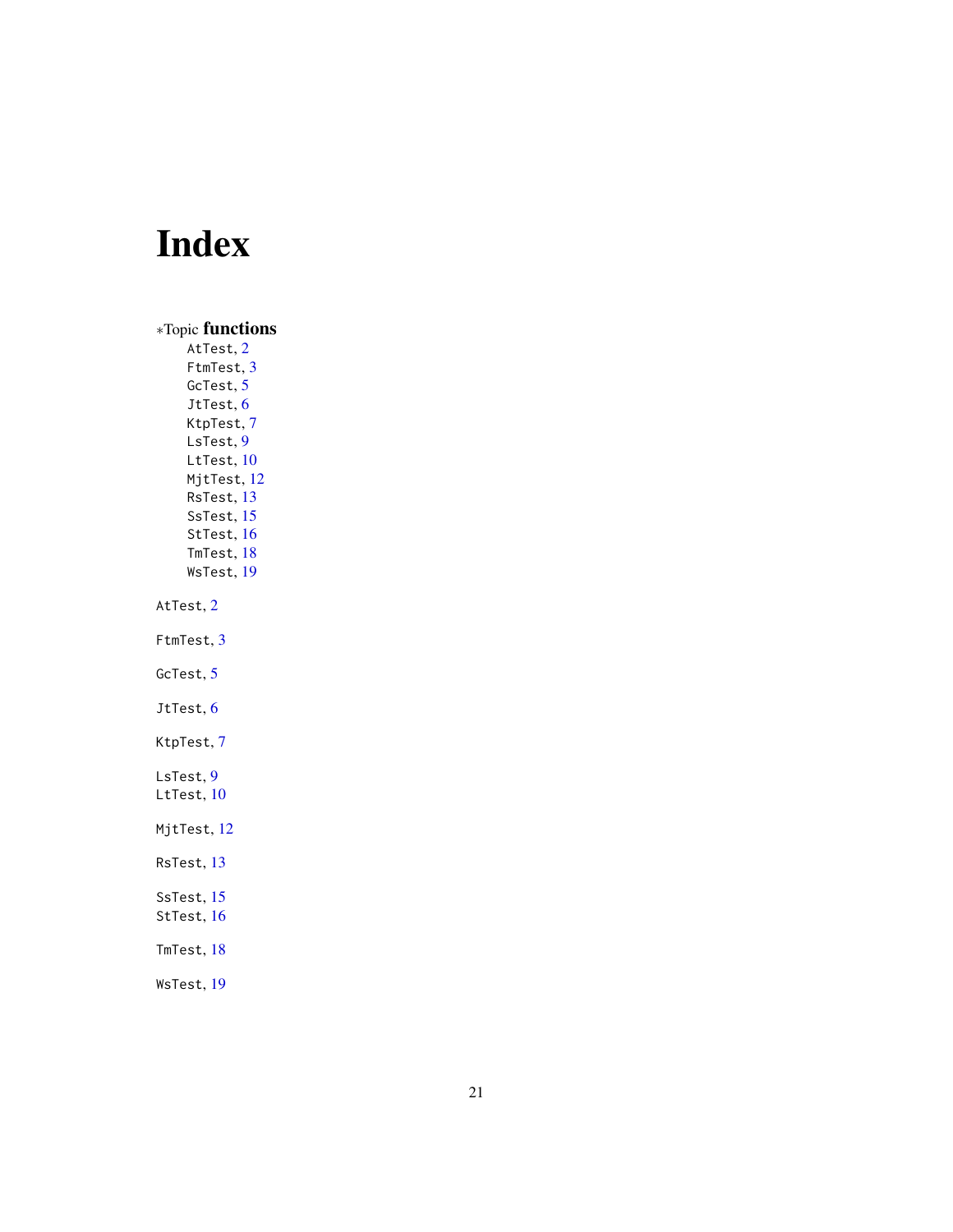# Index

*Topic **functions**

- AtTest, 2
- FtmTest, 3
- GcTest, 5
- JtTest, 6
- KtpTest, 7
- LsTest, 9
- LtTest, 10
- MjtTest, 12
- RsTest, 13
- SsTest, 15
- StTest, 16
- TmTest, 18
- WsTest, 19

AtTest, 2

FtmTest, 3

GcTest, 5

JtTest, 6

KtpTest, 7

LsTest, 9
LtTest, 10

MjtTest, 12

RsTest, 13

SsTest, 15
StTest, 16

TmTest, 18

WsTest, 19